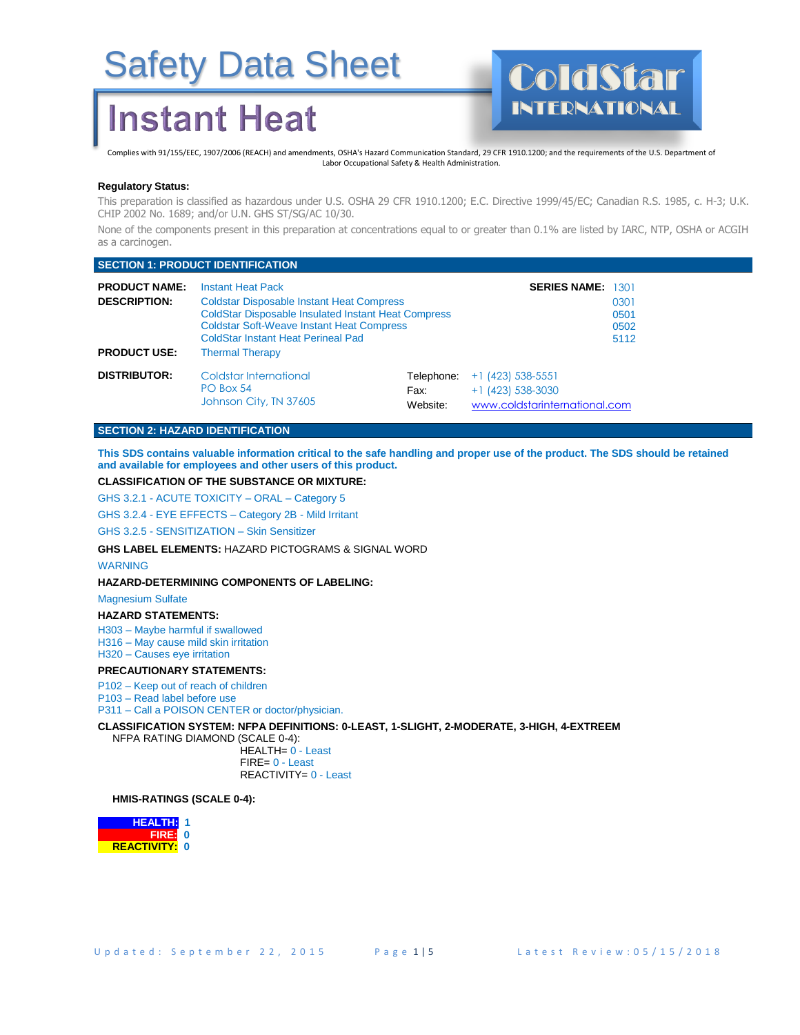# Safety Data Sheet

# Instant Heat

ColdStar INTERNATIONAL

Complies with 91/155/EEC, 1907/2006 (REACH) and amendments, OSHA's Hazard Communication Standard, 29 CFR 1910.1200; and the requirements of the U.S. Department of Labor Occupational Safety & Health Administration.

**Regulatory Status:**

This preparation is classified as hazardous under U.S. OSHA 29 CFR 1910.1200; E.C. Directive 1999/45/EC; Canadian R.S. 1985, c. H-3; U.K. CHIP 2002 No. 1689; and/or U.N. GHS ST/SG/AC 10/30.

None of the components present in this preparation at concentrations equal to or greater than 0.1% are listed by IARC, NTP, OSHA or ACGIH as a carcinogen.

## SECTION 1: PRODUCT IDENTIFICATION

**PRODUCT NAME:** Instant Heat Pack — **SERIES NAME:** 1301

**DESCRIPTION:**

| Description | Series |
|---|---|
| Coldstar Disposable Instant Heat Compress | 0301 |
| ColdStar Disposable Insulated Instant Heat Compress | 0501 |
| Coldstar Soft-Weave Instant Heat Compress | 0502 |
| ColdStar Instant Heat Perineal Pad | 5112 |

**PRODUCT USE:** Thermal Therapy

**DISTRIBUTOR:**
Coldstar International
PO Box 54
Johnson City, TN 37605

Telephone: +1 (423) 538-5551
Fax: +1 (423) 538-3030
Website: www.coldstarinternational.com

## SECTION 2: HAZARD IDENTIFICATION

**This SDS contains valuable information critical to the safe handling and proper use of the product. The SDS should be retained and available for employees and other users of this product.**

**CLASSIFICATION OF THE SUBSTANCE OR MIXTURE:**

GHS 3.2.1 - ACUTE TOXICITY – ORAL – Category 5

GHS 3.2.4 - EYE EFFECTS – Category 2B - Mild Irritant

GHS 3.2.5 - SENSITIZATION – Skin Sensitizer

**GHS LABEL ELEMENTS:** HAZARD PICTOGRAMS & SIGNAL WORD

WARNING

**HAZARD-DETERMINING COMPONENTS OF LABELING:**

Magnesium Sulfate

**HAZARD STATEMENTS:**

H303 – Maybe harmful if swallowed
H316 – May cause mild skin irritation
H320 – Causes eye irritation

**PRECAUTIONARY STATEMENTS:**

P102 – Keep out of reach of children
P103 – Read label before use
P311 – Call a POISON CENTER or doctor/physician.

**CLASSIFICATION SYSTEM: NFPA DEFINITIONS: 0-LEAST, 1-SLIGHT, 2-MODERATE, 3-HIGH, 4-EXTREEM**

NFPA RATING DIAMOND (SCALE 0-4):

HEALTH= 0 - Least
FIRE= 0 - Least
REACTIVITY= 0 - Least

**HMIS-RATINGS (SCALE 0-4):**

| | |
|---|---|
| **HEALTH:** | **1** |
| **FIRE:** | **0** |
| **REACTIVITY:** | **0** |

Updated: September 22, 2015 — Latest Review: 05/15/2018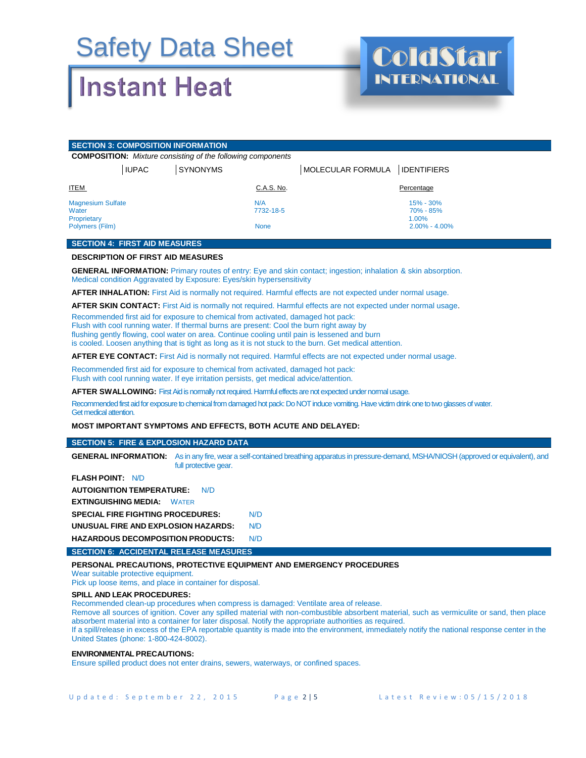# Safety Data Sheet

# Instant Heat

ColdStar INTERNATIONAL

## SECTION 3: COMPOSITION INFORMATION

**COMPOSITION:** *Mixture consisting of the following components*

| IUPAC | SYNONYMS | MOLECULAR FORMULA | IDENTIFIERS |
|---|---|---|---|

| ITEM | C.A.S. No. | Percentage |
|---|---|---|
| Magnesium Sulfate | N/A | 15% - 30% |
| Water | 7732-18-5 | 70% - 85% |
| Proprietary | | 1.00% |
| Polymers (Film) | None | 2.00% - 4.00% |

## SECTION 4: FIRST AID MEASURES

**DESCRIPTION OF FIRST AID MEASURES**

**GENERAL INFORMATION:** Primary routes of entry: Eye and skin contact; ingestion; inhalation & skin absorption. Medical condition Aggravated by Exposure: Eyes/skin hypersensitivity

**AFTER INHALATION:** First Aid is normally not required. Harmful effects are not expected under normal usage.

**AFTER SKIN CONTACT:** First Aid is normally not required. Harmful effects are not expected under normal usage.

Recommended first aid for exposure to chemical from activated, damaged hot pack:
Flush with cool running water. If thermal burns are present: Cool the burn right away by flushing gently flowing, cool water on area. Continue cooling until pain is lessened and burn is cooled. Loosen anything that is tight as long as it is not stuck to the burn. Get medical attention.

**AFTER EYE CONTACT:** First Aid is normally not required. Harmful effects are not expected under normal usage.

Recommended first aid for exposure to chemical from activated, damaged hot pack:
Flush with cool running water. If eye irritation persists, get medical advice/attention.

**AFTER SWALLOWING:** First Aid is normally not required. Harmful effects are not expected under normal usage.

Recommended first aid for exposure to chemical from damaged hot pack: Do NOT induce vomiting. Have victim drink one to two glasses of water. Get medical attention.

**MOST IMPORTANT SYMPTOMS AND EFFECTS, BOTH ACUTE AND DELAYED:**

## SECTION 5: FIRE & EXPLOSION HAZARD DATA

**GENERAL INFORMATION:** As in any fire, wear a self-contained breathing apparatus in pressure-demand, MSHA/NIOSH (approved or equivalent), and full protective gear.

**FLASH POINT:** N/D

**AUTOIGNITION TEMPERATURE:** N/D

**EXTINGUISHING MEDIA:** WATER

**SPECIAL FIRE FIGHTING PROCEDURES:** N/D

**UNUSUAL FIRE AND EXPLOSION HAZARDS:** N/D

**HAZARDOUS DECOMPOSITION PRODUCTS:** N/D

## SECTION 6: ACCIDENTAL RELEASE MEASURES

**PERSONAL PRECAUTIONS, PROTECTIVE EQUIPMENT AND EMERGENCY PROCEDURES**

Wear suitable protective equipment.
Pick up loose items, and place in container for disposal.

**SPILL AND LEAK PROCEDURES:**

Recommended clean-up procedures when compress is damaged: Ventilate area of release.
Remove all sources of ignition. Cover any spilled material with non-combustible absorbent material, such as vermiculite or sand, then place absorbent material into a container for later disposal. Notify the appropriate authorities as required.
If a spill/release in excess of the EPA reportable quantity is made into the environment, immediately notify the national response center in the United States (phone: 1-800-424-8002).

**ENVIRONMENTAL PRECAUTIONS:**

Ensure spilled product does not enter drains, sewers, waterways, or confined spaces.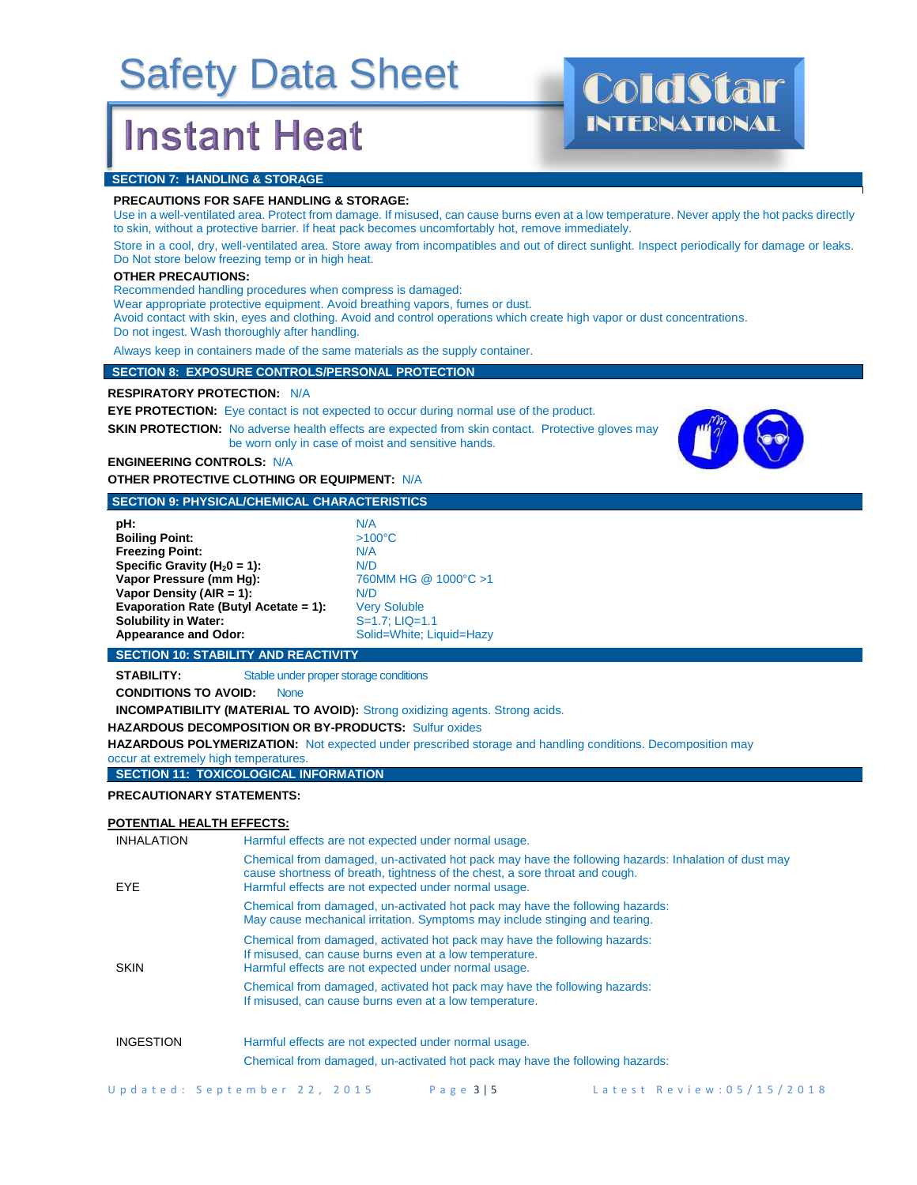# Safety Data Sheet

# Instant Heat

## SECTION 7: HANDLING & STORAGE

**PRECAUTIONS FOR SAFE HANDLING & STORAGE:**

Use in a well-ventilated area. Protect from damage. If misused, can cause burns even at a low temperature. Never apply the hot packs directly to skin, without a protective barrier. If heat pack becomes uncomfortably hot, remove immediately.

Store in a cool, dry, well-ventilated area. Store away from incompatibles and out of direct sunlight. Inspect periodically for damage or leaks. Do Not store below freezing temp or in high heat.

**OTHER PRECAUTIONS:**

Recommended handling procedures when compress is damaged:
Wear appropriate protective equipment. Avoid breathing vapors, fumes or dust.
Avoid contact with skin, eyes and clothing. Avoid and control operations which create high vapor or dust concentrations.
Do not ingest. Wash thoroughly after handling.

Always keep in containers made of the same materials as the supply container.

## SECTION 8: EXPOSURE CONTROLS/PERSONAL PROTECTION

**RESPIRATORY PROTECTION:** N/A

**EYE PROTECTION:** Eye contact is not expected to occur during normal use of the product.

**SKIN PROTECTION:** No adverse health effects are expected from skin contact. Protective gloves may be worn only in case of moist and sensitive hands.

**ENGINEERING CONTROLS:** N/A

**OTHER PROTECTIVE CLOTHING OR EQUIPMENT:** N/A

## SECTION 9: PHYSICAL/CHEMICAL CHARACTERISTICS

| | |
|---|---|
| **pH:** | N/A |
| **Boiling Point:** | >100°C |
| **Freezing Point:** | N/A |
| **Specific Gravity ($H_2O$ = 1):** | N/D |
| **Vapor Pressure (mm Hg):** | 760MM HG @ 1000°C >1 |
| **Vapor Density (AIR = 1):** | N/D |
| **Evaporation Rate (Butyl Acetate = 1):** | Very Soluble |
| **Solubility in Water:** | S=1.7; LIQ=1.1 |
| **Appearance and Odor:** | Solid=White; Liquid=Hazy |

## SECTION 10: STABILITY AND REACTIVITY

**STABILITY:** Stable under proper storage conditions

**CONDITIONS TO AVOID:** None

**INCOMPATIBILITY (MATERIAL TO AVOID):** Strong oxidizing agents. Strong acids.

**HAZARDOUS DECOMPOSITION OR BY-PRODUCTS:** Sulfur oxides

**HAZARDOUS POLYMERIZATION:** Not expected under prescribed storage and handling conditions. Decomposition may occur at extremely high temperatures.

## SECTION 11: TOXICOLOGICAL INFORMATION

**PRECAUTIONARY STATEMENTS:**

**POTENTIAL HEALTH EFFECTS:**

| | |
|---|---|
| INHALATION | Harmful effects are not expected under normal usage.<br>Chemical from damaged, un-activated hot pack may have the following hazards: Inhalation of dust may cause shortness of breath, tightness of the chest, a sore throat and cough. |
| EYE | Harmful effects are not expected under normal usage.<br>Chemical from damaged, un-activated hot pack may have the following hazards: May cause mechanical irritation. Symptoms may include stinging and tearing.<br>Chemical from damaged, activated hot pack may have the following hazards: If misused, can cause burns even at a low temperature. |
| SKIN | Harmful effects are not expected under normal usage.<br>Chemical from damaged, activated hot pack may have the following hazards: If misused, can cause burns even at a low temperature. |
| INGESTION | Harmful effects are not expected under normal usage.<br>Chemical from damaged, un-activated hot pack may have the following hazards: |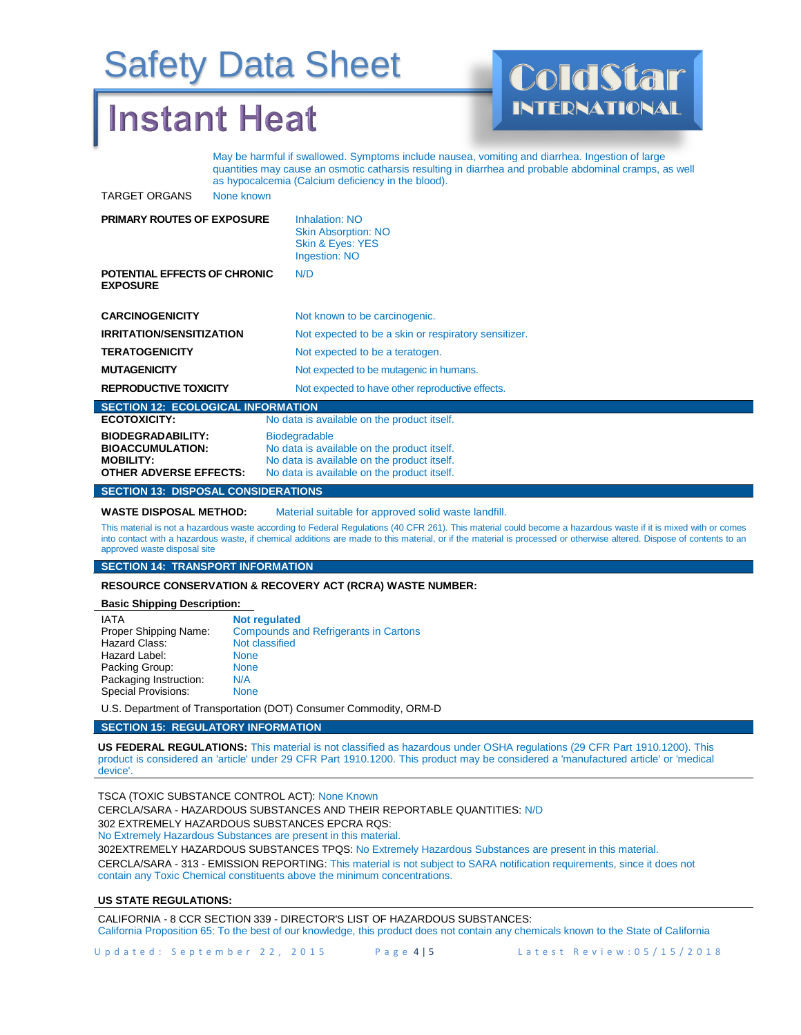May be harmful if swallowed. Symptoms include nausea, vomiting and diarrhea. Ingestion of large quantities may cause an osmotic catharsis resulting in diarrhea and probable abdominal cramps, as well as hypocalcemia (Calcium deficiency in the blood).

TARGET ORGANS None known

**PRIMARY ROUTES OF EXPOSURE**
Inhalation: NO
Skin Absorption: NO
Skin & Eyes: YES
Ingestion: NO

**POTENTIAL EFFECTS OF CHRONIC EXPOSURE** N/D

**CARCINOGENICITY** Not known to be carcinogenic.

**IRRITATION/SENSITIZATION** Not expected to be a skin or respiratory sensitizer.

**TERATOGENICITY** Not expected to be a teratogen.

**MUTAGENICITY** Not expected to be mutagenic in humans.

**REPRODUCTIVE TOXICITY** Not expected to have other reproductive effects.

## SECTION 12: ECOLOGICAL INFORMATION

**ECOTOXICITY:** No data is available on the product itself.

**BIODEGRADABILITY:** Biodegradable
**BIOACCUMULATION:** No data is available on the product itself.
**MOBILITY:** No data is available on the product itself.
**OTHER ADVERSE EFFECTS:** No data is available on the product itself.

## SECTION 13: DISPOSAL CONSIDERATIONS

**WASTE DISPOSAL METHOD:** Material suitable for approved solid waste landfill.

This material is not a hazardous waste according to Federal Regulations (40 CFR 261). This material could become a hazardous waste if it is mixed with or comes into contact with a hazardous waste, if chemical additions are made to this material, or if the material is processed or otherwise altered. Dispose of contents to an approved waste disposal site

## SECTION 14: TRANSPORT INFORMATION

**RESOURCE CONSERVATION & RECOVERY ACT (RCRA) WASTE NUMBER:**

**Basic Shipping Description:**

| | |
|---|---|
| IATA | **Not regulated** |
| Proper Shipping Name: | Compounds and Refrigerants in Cartons |
| Hazard Class: | Not classified |
| Hazard Label: | None |
| Packing Group: | None |
| Packaging Instruction: | N/A |
| Special Provisions: | None |

U.S. Department of Transportation (DOT) Consumer Commodity, ORM-D

## SECTION 15: REGULATORY INFORMATION

**US FEDERAL REGULATIONS:** This material is not classified as hazardous under OSHA regulations (29 CFR Part 1910.1200). This product is considered an 'article' under 29 CFR Part 1910.1200. This product may be considered a 'manufactured article' or 'medical device'.

TSCA (TOXIC SUBSTANCE CONTROL ACT): None Known

CERCLA/SARA - HAZARDOUS SUBSTANCES AND THEIR REPORTABLE QUANTITIES: N/D

302 EXTREMELY HAZARDOUS SUBSTANCES EPCRA RQS:
No Extremely Hazardous Substances are present in this material.

302EXTREMELY HAZARDOUS SUBSTANCES TPQS: No Extremely Hazardous Substances are present in this material.

CERCLA/SARA - 313 - EMISSION REPORTING: This material is not subject to SARA notification requirements, since it does not contain any Toxic Chemical constituents above the minimum concentrations.

**US STATE REGULATIONS:**

CALIFORNIA - 8 CCR SECTION 339 - DIRECTOR'S LIST OF HAZARDOUS SUBSTANCES:
California Proposition 65: To the best of our knowledge, this product does not contain any chemicals known to the State of California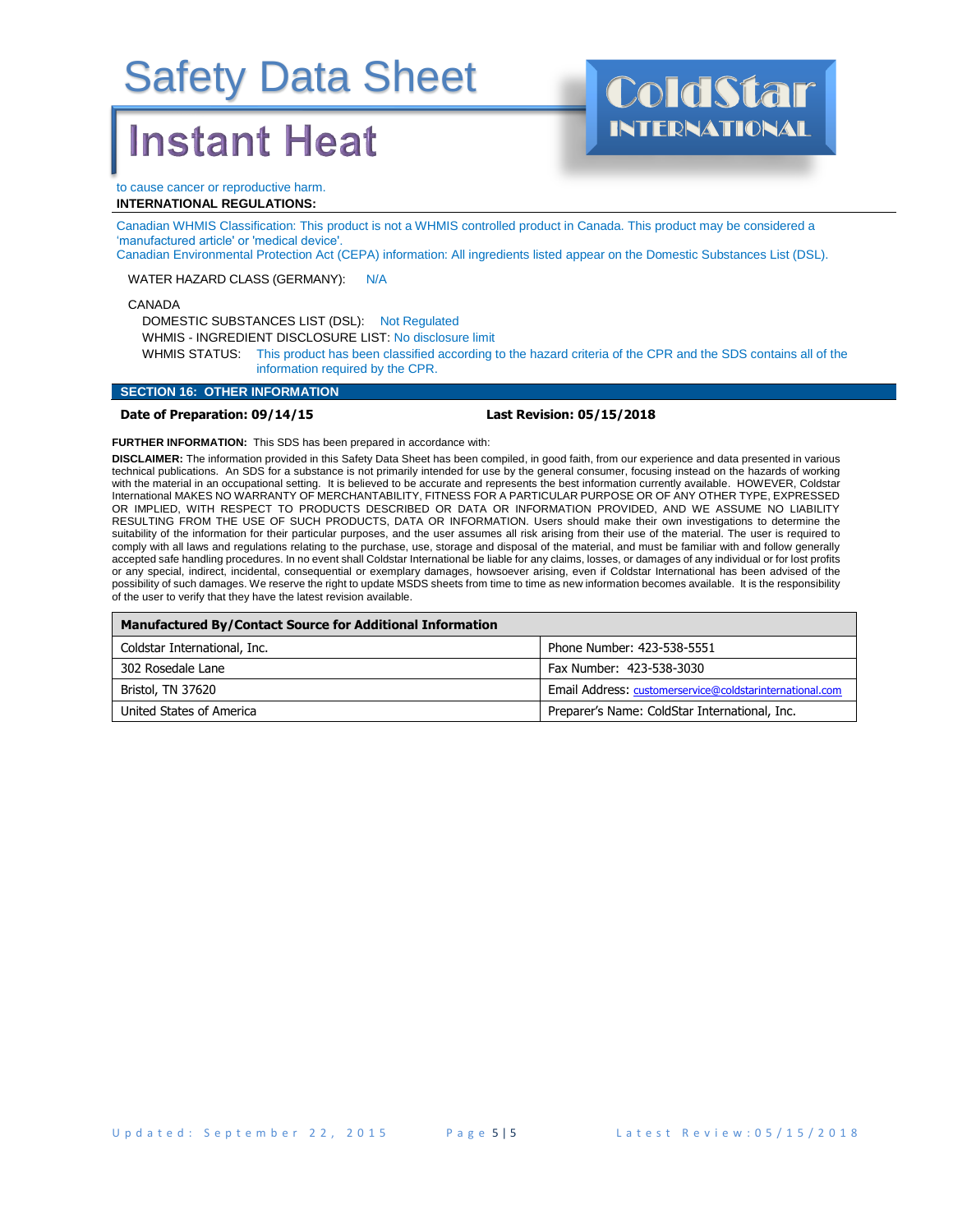to cause cancer or reproductive harm.

**INTERNATIONAL REGULATIONS:**

Canadian WHMIS Classification: This product is not a WHMIS controlled product in Canada. This product may be considered a 'manufactured article' or 'medical device'.
Canadian Environmental Protection Act (CEPA) information: All ingredients listed appear on the Domestic Substances List (DSL).

WATER HAZARD CLASS (GERMANY): N/A

CANADA

DOMESTIC SUBSTANCES LIST (DSL): Not Regulated

WHMIS - INGREDIENT DISCLOSURE LIST: No disclosure limit

WHMIS STATUS: This product has been classified according to the hazard criteria of the CPR and the SDS contains all of the information required by the CPR.

## SECTION 16: OTHER INFORMATION

**Date of Preparation: 09/14/15** **Last Revision: 05/15/2018**

**FURTHER INFORMATION:** This SDS has been prepared in accordance with:

**DISCLAIMER:** The information provided in this Safety Data Sheet has been compiled, in good faith, from our experience and data presented in various technical publications. An SDS for a substance is not primarily intended for use by the general consumer, focusing instead on the hazards of working with the material in an occupational setting. It is believed to be accurate and represents the best information currently available. HOWEVER, Coldstar International MAKES NO WARRANTY OF MERCHANTABILITY, FITNESS FOR A PARTICULAR PURPOSE OR OF ANY OTHER TYPE, EXPRESSED OR IMPLIED, WITH RESPECT TO PRODUCTS DESCRIBED OR DATA OR INFORMATION PROVIDED, AND WE ASSUME NO LIABILITY RESULTING FROM THE USE OF SUCH PRODUCTS, DATA OR INFORMATION. Users should make their own investigations to determine the suitability of the information for their particular purposes, and the user assumes all risk arising from their use of the material. The user is required to comply with all laws and regulations relating to the purchase, use, storage and disposal of the material, and must be familiar with and follow generally accepted safe handling procedures. In no event shall Coldstar International be liable for any claims, losses, or damages of any individual or for lost profits or any special, indirect, incidental, consequential or exemplary damages, howsoever arising, even if Coldstar International has been advised of the possibility of such damages. We reserve the right to update MSDS sheets from time to time as new information becomes available. It is the responsibility of the user to verify that they have the latest revision available.

| **Manufactured By/Contact Source for Additional Information** | |
|---|---|
| Coldstar International, Inc. | Phone Number: 423-538-5551 |
| 302 Rosedale Lane | Fax Number: 423-538-3030 |
| Bristol, TN 37620 | Email Address: customerservice@coldstarinternational.com |
| United States of America | Preparer's Name: ColdStar International, Inc. |